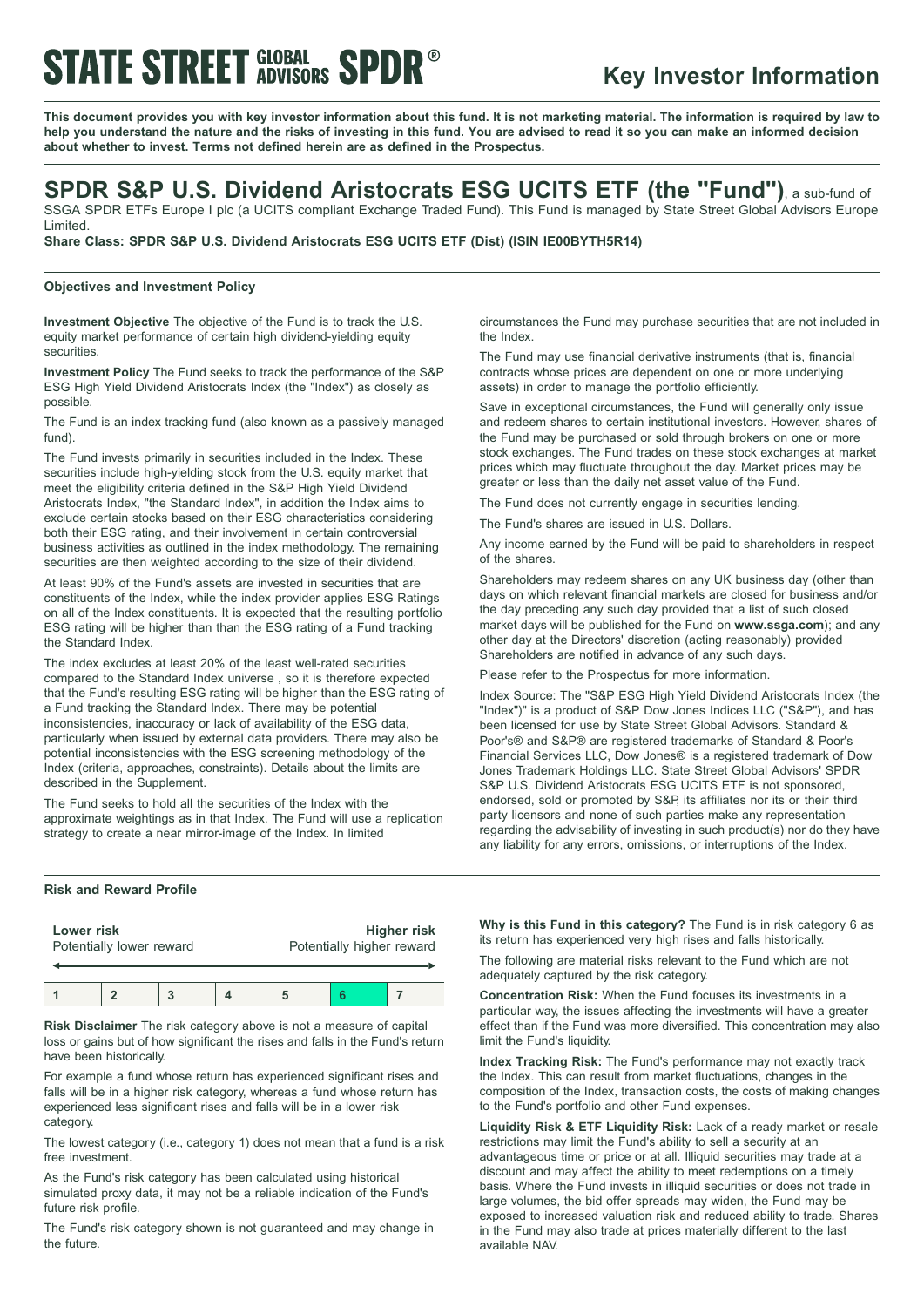# STATE STREET GLOBAL ADVISORS SPDR®

## Key Investor Information

**This document provides you with key investor information about this fund. It is not marketing material. The information is required by law to help you understand the nature and the risks of investing in this fund. You are advised to read it so you can make an informed decision about whether to invest. Terms not defined herein are as defined in the Prospectus.**

# SPDR S&P U.S. Dividend Aristocrats ESG UCITS ETF (the "Fund"), a sub-fund of SSGA SPDR ETFs Europe I plc (a UCITS compliant Exchange Traded Fund). This Fund is managed by State Street Global Advisors Europe Limited.

**Share Class: SPDR S&P U.S. Dividend Aristocrats ESG UCITS ETF (Dist) (ISIN IE00BYTH5R14)**

### Objectives and Investment Policy

**Investment Objective** The objective of the Fund is to track the U.S. equity market performance of certain high dividend-yielding equity securities.

**Investment Policy** The Fund seeks to track the performance of the S&P ESG High Yield Dividend Aristocrats Index (the "Index") as closely as possible.

The Fund is an index tracking fund (also known as a passively managed fund).

The Fund invests primarily in securities included in the Index. These securities include high-yielding stock from the U.S. equity market that meet the eligibility criteria defined in the S&P High Yield Dividend Aristocrats Index, "the Standard Index", in addition the Index aims to exclude certain stocks based on their ESG characteristics considering both their ESG rating, and their involvement in certain controversial business activities as outlined in the index methodology. The remaining securities are then weighted according to the size of their dividend.

At least 90% of the Fund's assets are invested in securities that are constituents of the Index, while the index provider applies ESG Ratings on all of the Index constituents. It is expected that the resulting portfolio ESG rating will be higher than than the ESG rating of a Fund tracking the Standard Index.

The index excludes at least 20% of the least well-rated securities compared to the Standard Index universe , so it is therefore expected that the Fund's resulting ESG rating will be higher than the ESG rating of a Fund tracking the Standard Index. There may be potential inconsistencies, inaccuracy or lack of availability of the ESG data, particularly when issued by external data providers. There may also be potential inconsistencies with the ESG screening methodology of the Index (criteria, approaches, constraints). Details about the limits are described in the Supplement.

The Fund seeks to hold all the securities of the Index with the approximate weightings as in that Index. The Fund will use a replication strategy to create a near mirror-image of the Index. In limited circumstances the Fund may purchase securities that are not included in the Index.

The Fund may use financial derivative instruments (that is, financial contracts whose prices are dependent on one or more underlying assets) in order to manage the portfolio efficiently.

Save in exceptional circumstances, the Fund will generally only issue and redeem shares to certain institutional investors. However, shares of the Fund may be purchased or sold through brokers on one or more stock exchanges. The Fund trades on these stock exchanges at market prices which may fluctuate throughout the day. Market prices may be greater or less than the daily net asset value of the Fund.

The Fund does not currently engage in securities lending.

The Fund's shares are issued in U.S. Dollars.

Any income earned by the Fund will be paid to shareholders in respect of the shares.

Shareholders may redeem shares on any UK business day (other than days on which relevant financial markets are closed for business and/or the day preceding any such day provided that a list of such closed market days will be published for the Fund on **www.ssga.com**); and any other day at the Directors' discretion (acting reasonably) provided Shareholders are notified in advance of any such days.

Please refer to the Prospectus for more information.

Index Source: The "S&P ESG High Yield Dividend Aristocrats Index (the "Index")" is a product of S&P Dow Jones Indices LLC ("S&P"), and has been licensed for use by State Street Global Advisors. Standard & Poor's® and S&P® are registered trademarks of Standard & Poor's Financial Services LLC, Dow Jones® is a registered trademark of Dow Jones Trademark Holdings LLC. State Street Global Advisors' SPDR S&P U.S. Dividend Aristocrats ESG UCITS ETF is not sponsored, endorsed, sold or promoted by S&P, its affiliates nor its or their third party licensors and none of such parties make any representation regarding the advisability of investing in such product(s) nor do they have any liability for any errors, omissions, or interruptions of the Index.

### Risk and Reward Profile

| **Lower risk** Potentially lower reward | | | | | | **Higher risk** Potentially higher reward |
|---|---|---|---|---|---|---|
| 1 | 2 | 3 | 4 | 5 | **6** | 7 |

**Risk Disclaimer** The risk category above is not a measure of capital loss or gains but of how significant the rises and falls in the Fund's return have been historically.

For example a fund whose return has experienced significant rises and falls will be in a higher risk category, whereas a fund whose return has experienced less significant rises and falls will be in a lower risk category.

The lowest category (i.e., category 1) does not mean that a fund is a risk free investment.

As the Fund's risk category has been calculated using historical simulated proxy data, it may not be a reliable indication of the Fund's future risk profile.

The Fund's risk category shown is not guaranteed and may change in the future.

**Why is this Fund in this category?** The Fund is in risk category 6 as its return has experienced very high rises and falls historically.

The following are material risks relevant to the Fund which are not adequately captured by the risk category.

**Concentration Risk:** When the Fund focuses its investments in a particular way, the issues affecting the investments will have a greater effect than if the Fund was more diversified. This concentration may also limit the Fund's liquidity.

**Index Tracking Risk:** The Fund's performance may not exactly track the Index. This can result from market fluctuations, changes in the composition of the Index, transaction costs, the costs of making changes to the Fund's portfolio and other Fund expenses.

**Liquidity Risk & ETF Liquidity Risk:** Lack of a ready market or resale restrictions may limit the Fund's ability to sell a security at an advantageous time or price or at all. Illiquid securities may trade at a discount and may affect the ability to meet redemptions on a timely basis. Where the Fund invests in illiquid securities or does not trade in large volumes, the bid offer spreads may widen, the Fund may be exposed to increased valuation risk and reduced ability to trade. Shares in the Fund may also trade at prices materially different to the last available NAV.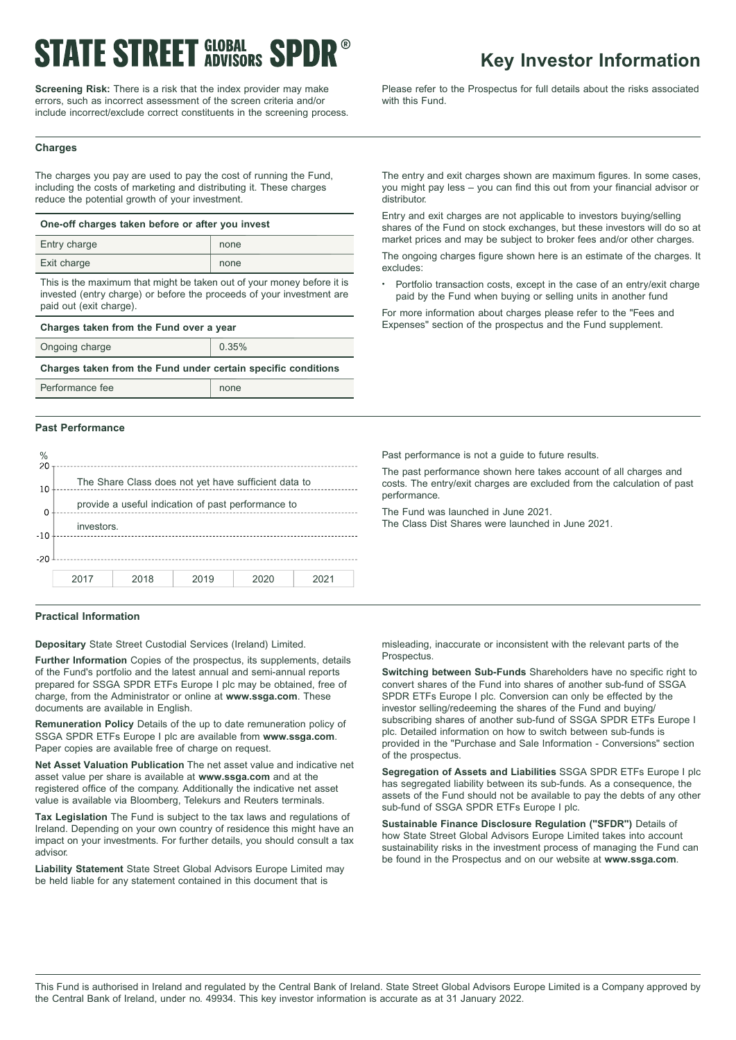# Key Investor Information

**Screening Risk:** There is a risk that the index provider may make errors, such as incorrect assessment of the screen criteria and/or include incorrect/exclude correct constituents in the screening process.

Please refer to the Prospectus for full details about the risks associated with this Fund.

## Charges

The charges you pay are used to pay the cost of running the Fund, including the costs of marketing and distributing it. These charges reduce the potential growth of your investment.

| One-off charges taken before or after you invest | |
|---|---|
| Entry charge | none |
| Exit charge | none |

This is the maximum that might be taken out of your money before it is invested (entry charge) or before the proceeds of your investment are paid out (exit charge).

| Charges taken from the Fund over a year | |
|---|---|
| Ongoing charge | 0.35% |

| Charges taken from the Fund under certain specific conditions | |
|---|---|
| Performance fee | none |

The entry and exit charges shown are maximum figures. In some cases, you might pay less – you can find this out from your financial advisor or distributor.

Entry and exit charges are not applicable to investors buying/selling shares of the Fund on stock exchanges, but these investors will do so at market prices and may be subject to broker fees and/or other charges.

The ongoing charges figure shown here is an estimate of the charges. It excludes:

- Portfolio transaction costs, except in the case of an entry/exit charge paid by the Fund when buying or selling units in another fund

For more information about charges please refer to the "Fees and Expenses" section of the prospectus and the Fund supplement.

## Past Performance

%
20
10
0
-10
-20

The Share Class does not yet have sufficient data to provide a useful indication of past performance to investors.

2017 2018 2019 2020 2021

Past performance is not a guide to future results.

The past performance shown here takes account of all charges and costs. The entry/exit charges are excluded from the calculation of past performance.

The Fund was launched in June 2021.
The Class Dist Shares were launched in June 2021.

## Practical Information

**Depositary** State Street Custodial Services (Ireland) Limited.

**Further Information** Copies of the prospectus, its supplements, details of the Fund's portfolio and the latest annual and semi-annual reports prepared for SSGA SPDR ETFs Europe I plc may be obtained, free of charge, from the Administrator or online at **www.ssga.com**. These documents are available in English.

**Remuneration Policy** Details of the up to date remuneration policy of SSGA SPDR ETFs Europe I plc are available from **www.ssga.com**. Paper copies are available free of charge on request.

**Net Asset Valuation Publication** The net asset value and indicative net asset value per share is available at **www.ssga.com** and at the registered office of the company. Additionally the indicative net asset value is available via Bloomberg, Telekurs and Reuters terminals.

**Tax Legislation** The Fund is subject to the tax laws and regulations of Ireland. Depending on your own country of residence this might have an impact on your investments. For further details, you should consult a tax advisor.

**Liability Statement** State Street Global Advisors Europe Limited may be held liable for any statement contained in this document that is misleading, inaccurate or inconsistent with the relevant parts of the Prospectus.

**Switching between Sub-Funds** Shareholders have no specific right to convert shares of the Fund into shares of another sub-fund of SSGA SPDR ETFs Europe I plc. Conversion can only be effected by the investor selling/redeeming the shares of the Fund and buying/subscribing shares of another sub-fund of SSGA SPDR ETFs Europe I plc. Detailed information on how to switch between sub-funds is provided in the "Purchase and Sale Information - Conversions" section of the prospectus.

**Segregation of Assets and Liabilities** SSGA SPDR ETFs Europe I plc has segregated liability between its sub-funds. As a consequence, the assets of the Fund should not be available to pay the debts of any other sub-fund of SSGA SPDR ETFs Europe I plc.

**Sustainable Finance Disclosure Regulation ("SFDR")** Details of how State Street Global Advisors Europe Limited takes into account sustainability risks in the investment process of managing the Fund can be found in the Prospectus and on our website at **www.ssga.com**.

This Fund is authorised in Ireland and regulated by the Central Bank of Ireland. State Street Global Advisors Europe Limited is a Company approved by the Central Bank of Ireland, under no. 49934. This key investor information is accurate as at 31 January 2022.